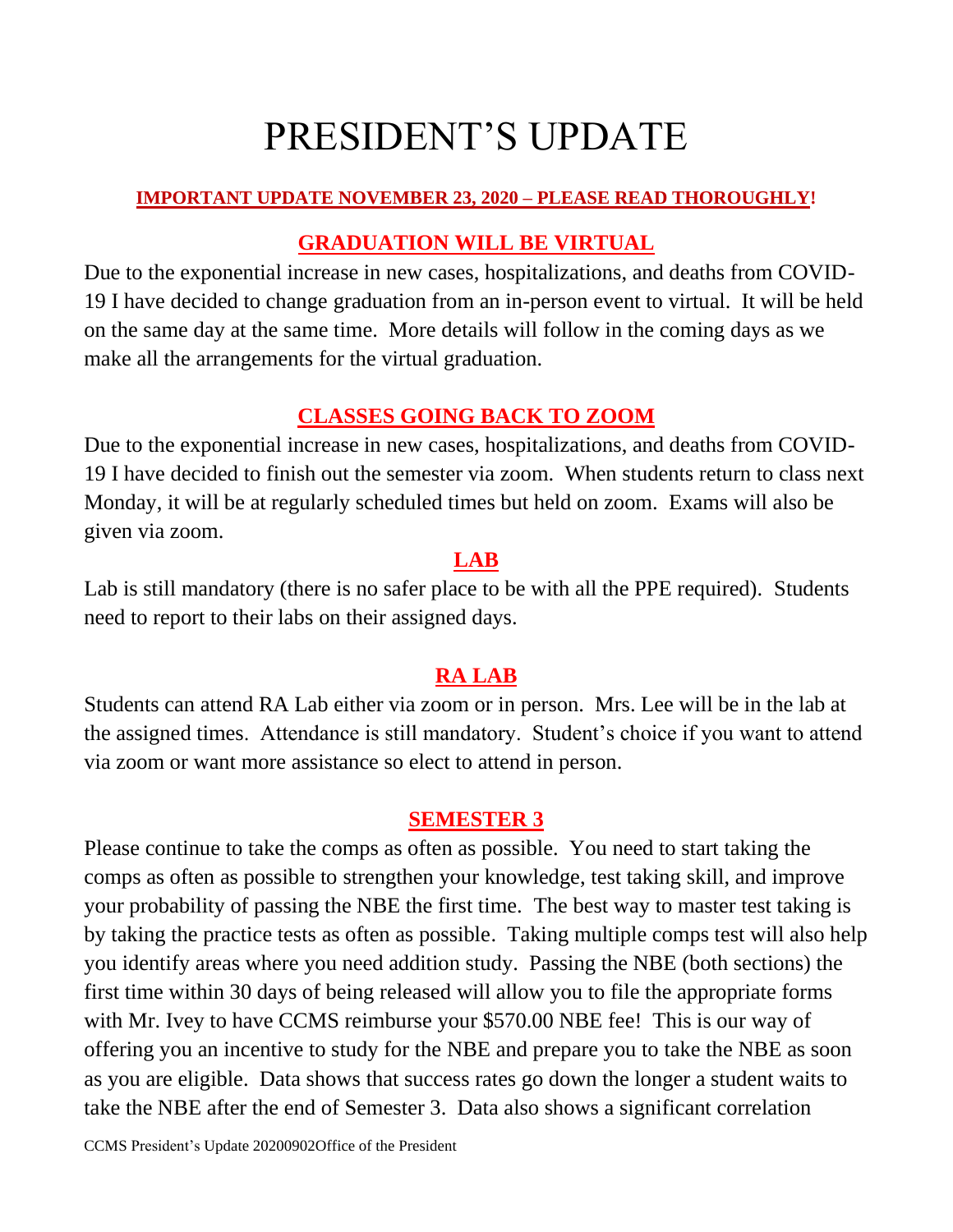# PRESIDENT'S UPDATE

**IMPORTANT UPDATE NOVEMBER 23, 2020 – PLEASE READ THOROUGHLY!**

## GRADUATION WILL BE VIRTUAL

Due to the exponential increase in new cases, hospitalizations, and deaths from COVID-19 I have decided to change graduation from an in-person event to virtual. It will be held on the same day at the same time. More details will follow in the coming days as we make all the arrangements for the virtual graduation.

## CLASSES GOING BACK TO ZOOM

Due to the exponential increase in new cases, hospitalizations, and deaths from COVID-19 I have decided to finish out the semester via zoom. When students return to class next Monday, it will be at regularly scheduled times but held on zoom. Exams will also be given via zoom.

## LAB

Lab is still mandatory (there is no safer place to be with all the PPE required). Students need to report to their labs on their assigned days.

## RA LAB

Students can attend RA Lab either via zoom or in person. Mrs. Lee will be in the lab at the assigned times. Attendance is still mandatory. Student's choice if you want to attend via zoom or want more assistance so elect to attend in person.

## SEMESTER 3

Please continue to take the comps as often as possible. You need to start taking the comps as often as possible to strengthen your knowledge, test taking skill, and improve your probability of passing the NBE the first time. The best way to master test taking is by taking the practice tests as often as possible. Taking multiple comps test will also help you identify areas where you need addition study. Passing the NBE (both sections) the first time within 30 days of being released will allow you to file the appropriate forms with Mr. Ivey to have CCMS reimburse your $570.00 NBE fee! This is our way of offering you an incentive to study for the NBE and prepare you to take the NBE as soon as you are eligible. Data shows that success rates go down the longer a student waits to take the NBE after the end of Semester 3. Data also shows a significant correlation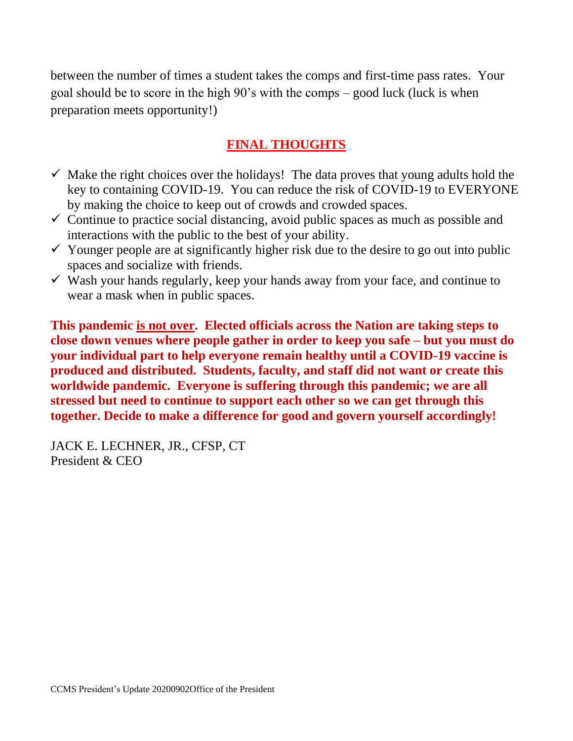between the number of times a student takes the comps and first-time pass rates. Your goal should be to score in the high 90's with the comps – good luck (luck is when preparation meets opportunity!)

## FINAL THOUGHTS

- ✓ Make the right choices over the holidays! The data proves that young adults hold the key to containing COVID-19. You can reduce the risk of COVID-19 to EVERYONE by making the choice to keep out of crowds and crowded spaces.
- ✓ Continue to practice social distancing, avoid public spaces as much as possible and interactions with the public to the best of your ability.
- ✓ Younger people are at significantly higher risk due to the desire to go out into public spaces and socialize with friends.
- ✓ Wash your hands regularly, keep your hands away from your face, and continue to wear a mask when in public spaces.

**This pandemic is not over. Elected officials across the Nation are taking steps to close down venues where people gather in order to keep you safe – but you must do your individual part to help everyone remain healthy until a COVID-19 vaccine is produced and distributed. Students, faculty, and staff did not want or create this worldwide pandemic. Everyone is suffering through this pandemic; we are all stressed but need to continue to support each other so we can get through this together. Decide to make a difference for good and govern yourself accordingly!**

JACK E. LECHNER, JR., CFSP, CT
President & CEO